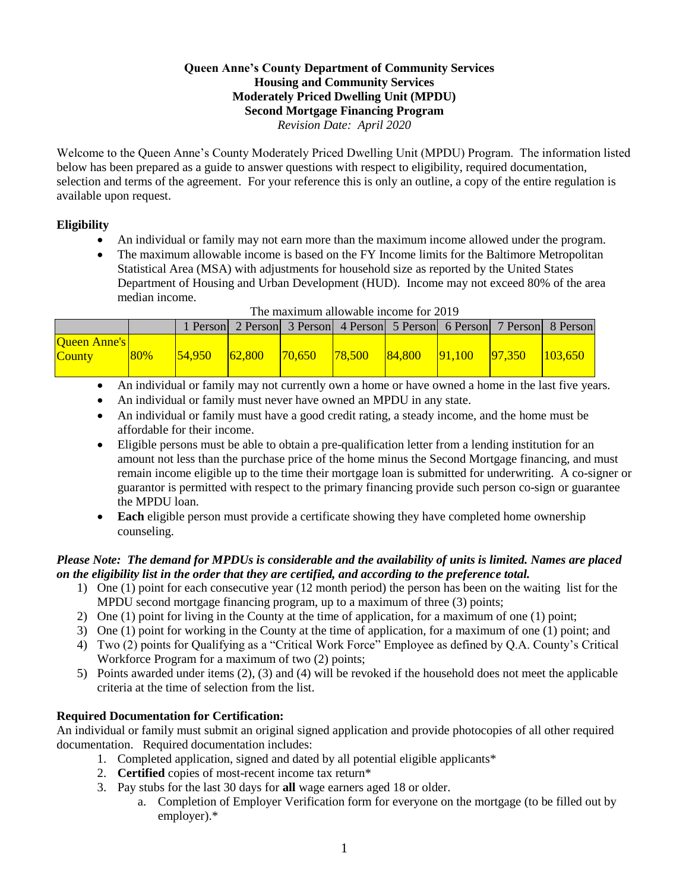**Queen Anne's County Department of Community Services**
**Housing and Community Services**
**Moderately Priced Dwelling Unit (MPDU)**
**Second Mortgage Financing Program**
*Revision Date: April 2020*

Welcome to the Queen Anne's County Moderately Priced Dwelling Unit (MPDU) Program. The information listed below has been prepared as a guide to answer questions with respect to eligibility, required documentation, selection and terms of the agreement. For your reference this is only an outline, a copy of the entire regulation is available upon request.

## Eligibility

- An individual or family may not earn more than the maximum income allowed under the program.
- The maximum allowable income is based on the FY Income limits for the Baltimore Metropolitan Statistical Area (MSA) with adjustments for household size as reported by the United States Department of Housing and Urban Development (HUD). Income may not exceed 80% of the area median income.

The maximum allowable income for 2019

| | | 1 Person | 2 Person | 3 Person | 4 Person | 5 Person | 6 Person | 7 Person | 8 Person |
|---|---|---|---|---|---|---|---|---|---|
| Queen Anne's County | 80% | 54,950 | 62,800 | 70,650 | 78,500 | 84,800 | 91,100 | 97,350 | 103,650 |

- An individual or family may not currently own a home or have owned a home in the last five years.
- An individual or family must never have owned an MPDU in any state.
- An individual or family must have a good credit rating, a steady income, and the home must be affordable for their income.
- Eligible persons must be able to obtain a pre-qualification letter from a lending institution for an amount not less than the purchase price of the home minus the Second Mortgage financing, and must remain income eligible up to the time their mortgage loan is submitted for underwriting. A co-signer or guarantor is permitted with respect to the primary financing provide such person co-sign or guarantee the MPDU loan.
- **Each** eligible person must provide a certificate showing they have completed home ownership counseling.

***Please Note: The demand for MPDUs is considerable and the availability of units is limited. Names are placed on the eligibility list in the order that they are certified, and according to the preference total.***

1) One (1) point for each consecutive year (12 month period) the person has been on the waiting list for the MPDU second mortgage financing program, up to a maximum of three (3) points;
2) One (1) point for living in the County at the time of application, for a maximum of one (1) point;
3) One (1) point for working in the County at the time of application, for a maximum of one (1) point; and
4) Two (2) points for Qualifying as a "Critical Work Force" Employee as defined by Q.A. County's Critical Workforce Program for a maximum of two (2) points;
5) Points awarded under items (2), (3) and (4) will be revoked if the household does not meet the applicable criteria at the time of selection from the list.

## Required Documentation for Certification:

An individual or family must submit an original signed application and provide photocopies of all other required documentation. Required documentation includes:

1. Completed application, signed and dated by all potential eligible applicants*
2. **Certified** copies of most-recent income tax return*
3. Pay stubs for the last 30 days for **all** wage earners aged 18 or older.
   a. Completion of Employer Verification form for everyone on the mortgage (to be filled out by employer).*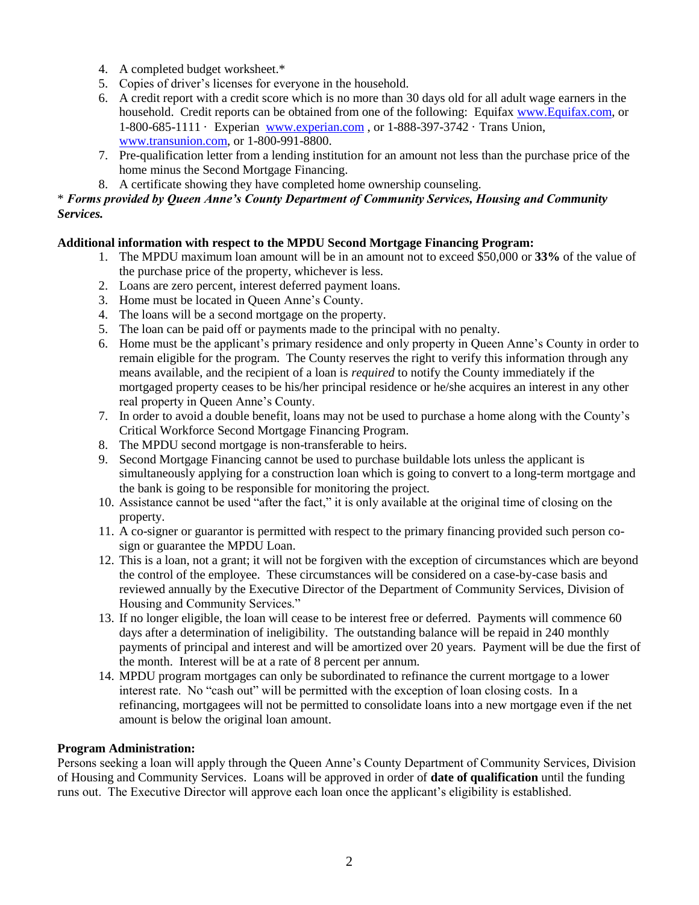4. A completed budget worksheet.*
5. Copies of driver's licenses for everyone in the household.
6. A credit report with a credit score which is no more than 30 days old for all adult wage earners in the household. Credit reports can be obtained from one of the following: Equifax www.Equifax.com, or 1-800-685-1111 · Experian www.experian.com , or 1-888-397-3742 · Trans Union, www.transunion.com, or 1-800-991-8800.
7. Pre-qualification letter from a lending institution for an amount not less than the purchase price of the home minus the Second Mortgage Financing.
8. A certificate showing they have completed home ownership counseling.

\* ***Forms provided by Queen Anne's County Department of Community Services, Housing and Community Services.***

**Additional information with respect to the MPDU Second Mortgage Financing Program:**

1. The MPDU maximum loan amount will be in an amount not to exceed $50,000 or **33%** of the value of the purchase price of the property, whichever is less.
2. Loans are zero percent, interest deferred payment loans.
3. Home must be located in Queen Anne's County.
4. The loans will be a second mortgage on the property.
5. The loan can be paid off or payments made to the principal with no penalty.
6. Home must be the applicant's primary residence and only property in Queen Anne's County in order to remain eligible for the program. The County reserves the right to verify this information through any means available, and the recipient of a loan is *required* to notify the County immediately if the mortgaged property ceases to be his/her principal residence or he/she acquires an interest in any other real property in Queen Anne's County.
7. In order to avoid a double benefit, loans may not be used to purchase a home along with the County's Critical Workforce Second Mortgage Financing Program.
8. The MPDU second mortgage is non-transferable to heirs.
9. Second Mortgage Financing cannot be used to purchase buildable lots unless the applicant is simultaneously applying for a construction loan which is going to convert to a long-term mortgage and the bank is going to be responsible for monitoring the project.
10. Assistance cannot be used "after the fact," it is only available at the original time of closing on the property.
11. A co-signer or guarantor is permitted with respect to the primary financing provided such person co-sign or guarantee the MPDU Loan.
12. This is a loan, not a grant; it will not be forgiven with the exception of circumstances which are beyond the control of the employee. These circumstances will be considered on a case-by-case basis and reviewed annually by the Executive Director of the Department of Community Services, Division of Housing and Community Services."
13. If no longer eligible, the loan will cease to be interest free or deferred. Payments will commence 60 days after a determination of ineligibility. The outstanding balance will be repaid in 240 monthly payments of principal and interest and will be amortized over 20 years. Payment will be due the first of the month. Interest will be at a rate of 8 percent per annum.
14. MPDU program mortgages can only be subordinated to refinance the current mortgage to a lower interest rate. No "cash out" will be permitted with the exception of loan closing costs. In a refinancing, mortgagees will not be permitted to consolidate loans into a new mortgage even if the net amount is below the original loan amount.

**Program Administration:**

Persons seeking a loan will apply through the Queen Anne's County Department of Community Services, Division of Housing and Community Services. Loans will be approved in order of **date of qualification** until the funding runs out. The Executive Director will approve each loan once the applicant's eligibility is established.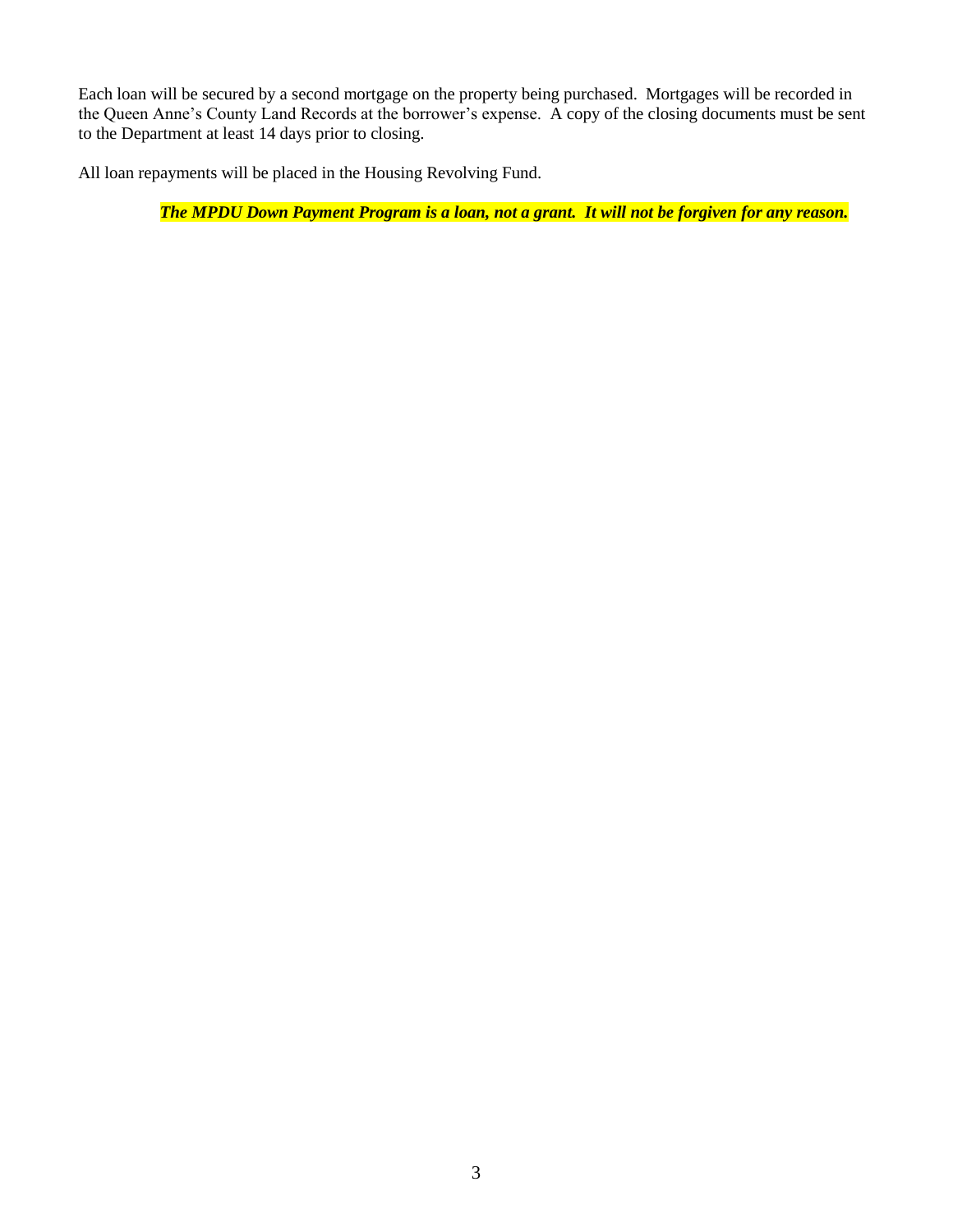Each loan will be secured by a second mortgage on the property being purchased. Mortgages will be recorded in the Queen Anne's County Land Records at the borrower's expense. A copy of the closing documents must be sent to the Department at least 14 days prior to closing.

All loan repayments will be placed in the Housing Revolving Fund.

***The MPDU Down Payment Program is a loan, not a grant. It will not be forgiven for any reason.***